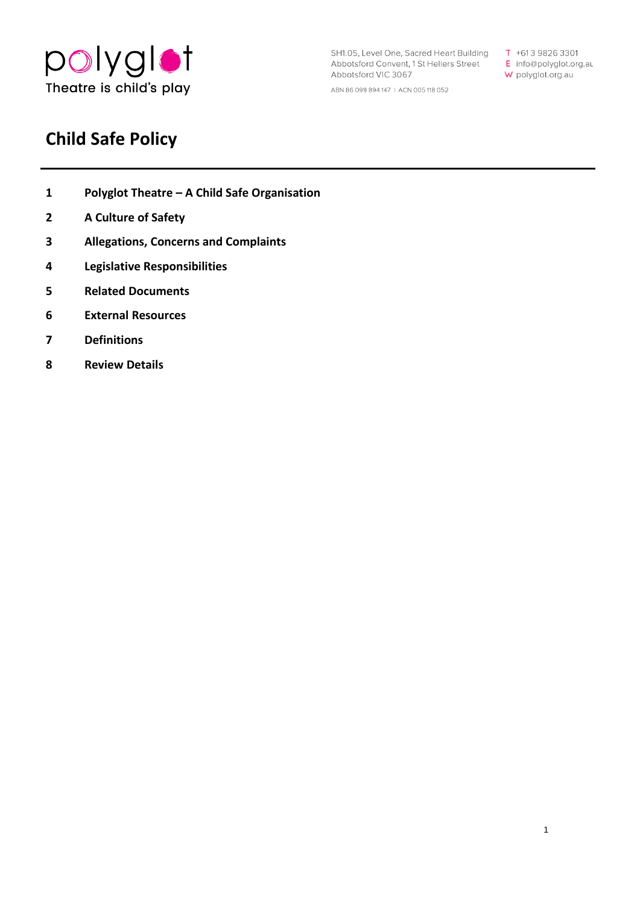polyglot
Theatre is child's play

SH1.05, Level One, Sacred Heart Building
Abbotsford Convent, 1 St Heliers Street
Abbotsford VIC 3067

ABN 86 099 894 147 | ACN 005 118 052

T +61 3 9826 3301
E info@polyglot.org.au
W polyglot.org.au

# Child Safe Policy

---

**1 Polyglot Theatre – A Child Safe Organisation**

**2 A Culture of Safety**

**3 Allegations, Concerns and Complaints**

**4 Legislative Responsibilities**

**5 Related Documents**

**6 External Resources**

**7 Definitions**

**8 Review Details**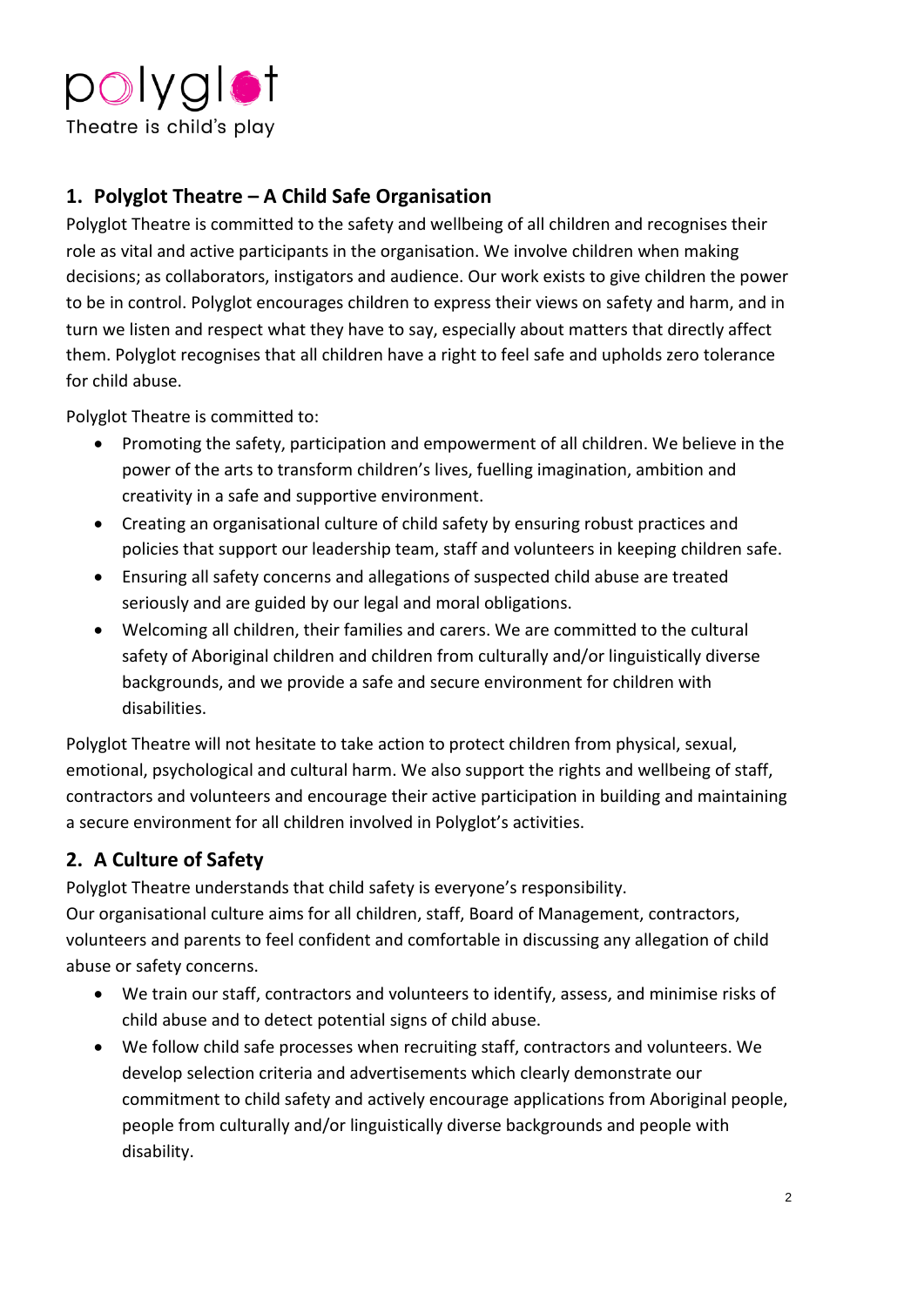polyglot
Theatre is child's play

## 1. Polyglot Theatre – A Child Safe Organisation

Polyglot Theatre is committed to the safety and wellbeing of all children and recognises their role as vital and active participants in the organisation. We involve children when making decisions; as collaborators, instigators and audience. Our work exists to give children the power to be in control. Polyglot encourages children to express their views on safety and harm, and in turn we listen and respect what they have to say, especially about matters that directly affect them. Polyglot recognises that all children have a right to feel safe and upholds zero tolerance for child abuse.

Polyglot Theatre is committed to:

- Promoting the safety, participation and empowerment of all children. We believe in the power of the arts to transform children's lives, fuelling imagination, ambition and creativity in a safe and supportive environment.
- Creating an organisational culture of child safety by ensuring robust practices and policies that support our leadership team, staff and volunteers in keeping children safe.
- Ensuring all safety concerns and allegations of suspected child abuse are treated seriously and are guided by our legal and moral obligations.
- Welcoming all children, their families and carers. We are committed to the cultural safety of Aboriginal children and children from culturally and/or linguistically diverse backgrounds, and we provide a safe and secure environment for children with disabilities.

Polyglot Theatre will not hesitate to take action to protect children from physical, sexual, emotional, psychological and cultural harm. We also support the rights and wellbeing of staff, contractors and volunteers and encourage their active participation in building and maintaining a secure environment for all children involved in Polyglot's activities.

## 2. A Culture of Safety

Polyglot Theatre understands that child safety is everyone's responsibility.
Our organisational culture aims for all children, staff, Board of Management, contractors, volunteers and parents to feel confident and comfortable in discussing any allegation of child abuse or safety concerns.

- We train our staff, contractors and volunteers to identify, assess, and minimise risks of child abuse and to detect potential signs of child abuse.
- We follow child safe processes when recruiting staff, contractors and volunteers. We develop selection criteria and advertisements which clearly demonstrate our commitment to child safety and actively encourage applications from Aboriginal people, people from culturally and/or linguistically diverse backgrounds and people with disability.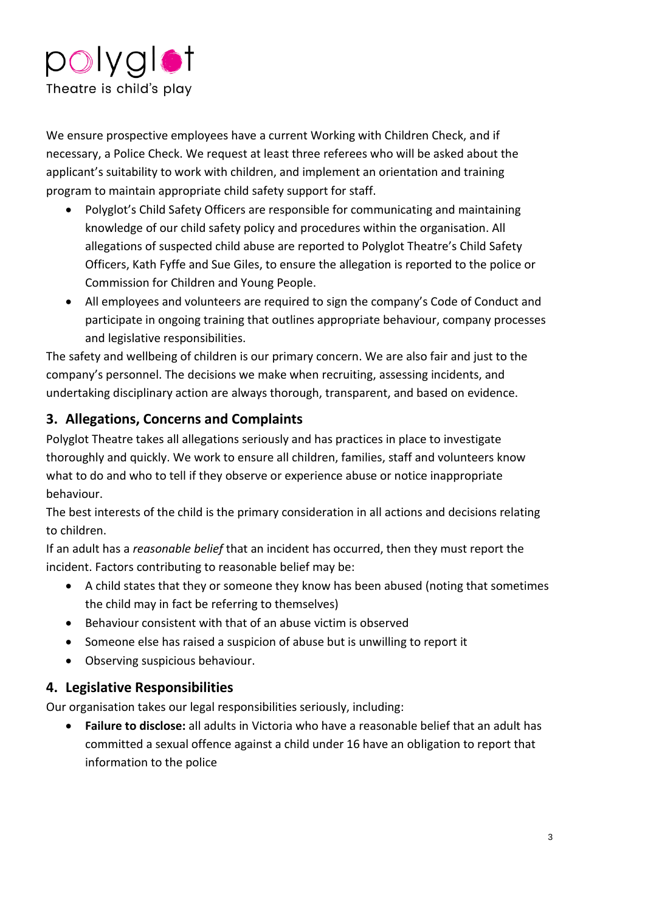We ensure prospective employees have a current Working with Children Check, and if necessary, a Police Check. We request at least three referees who will be asked about the applicant's suitability to work with children, and implement an orientation and training program to maintain appropriate child safety support for staff.

- Polyglot's Child Safety Officers are responsible for communicating and maintaining knowledge of our child safety policy and procedures within the organisation. All allegations of suspected child abuse are reported to Polyglot Theatre's Child Safety Officers, Kath Fyffe and Sue Giles, to ensure the allegation is reported to the police or Commission for Children and Young People.
- All employees and volunteers are required to sign the company's Code of Conduct and participate in ongoing training that outlines appropriate behaviour, company processes and legislative responsibilities.

The safety and wellbeing of children is our primary concern. We are also fair and just to the company's personnel. The decisions we make when recruiting, assessing incidents, and undertaking disciplinary action are always thorough, transparent, and based on evidence.

## 3. Allegations, Concerns and Complaints

Polyglot Theatre takes all allegations seriously and has practices in place to investigate thoroughly and quickly. We work to ensure all children, families, staff and volunteers know what to do and who to tell if they observe or experience abuse or notice inappropriate behaviour.

The best interests of the child is the primary consideration in all actions and decisions relating to children.

If an adult has a *reasonable belief* that an incident has occurred, then they must report the incident. Factors contributing to reasonable belief may be:

- A child states that they or someone they know has been abused (noting that sometimes the child may in fact be referring to themselves)
- Behaviour consistent with that of an abuse victim is observed
- Someone else has raised a suspicion of abuse but is unwilling to report it
- Observing suspicious behaviour.

## 4. Legislative Responsibilities

Our organisation takes our legal responsibilities seriously, including:

- **Failure to disclose:** all adults in Victoria who have a reasonable belief that an adult has committed a sexual offence against a child under 16 have an obligation to report that information to the police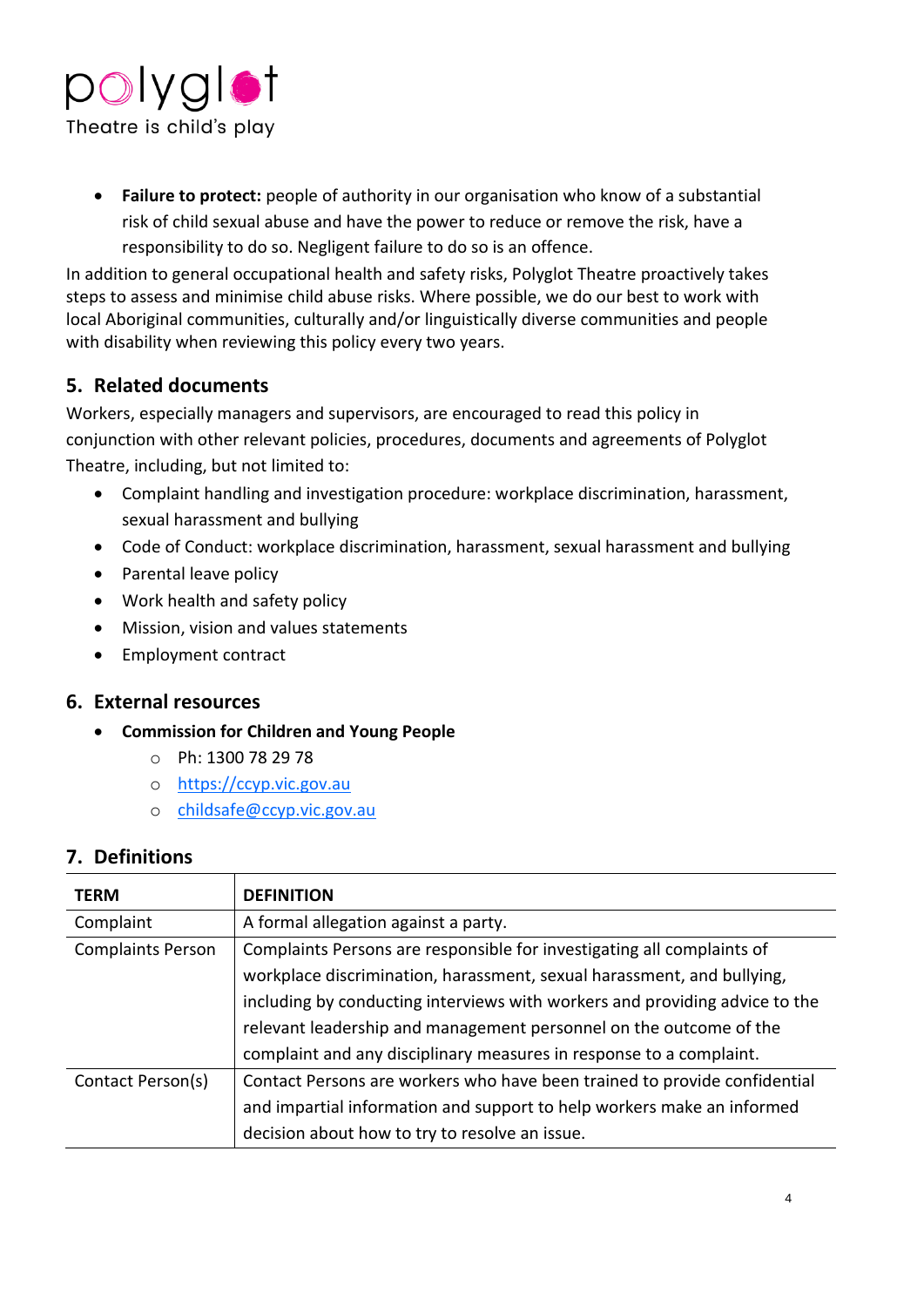- **Failure to protect:** people of authority in our organisation who know of a substantial risk of child sexual abuse and have the power to reduce or remove the risk, have a responsibility to do so. Negligent failure to do so is an offence.

In addition to general occupational health and safety risks, Polyglot Theatre proactively takes steps to assess and minimise child abuse risks. Where possible, we do our best to work with local Aboriginal communities, culturally and/or linguistically diverse communities and people with disability when reviewing this policy every two years.

## 5. Related documents

Workers, especially managers and supervisors, are encouraged to read this policy in conjunction with other relevant policies, procedures, documents and agreements of Polyglot Theatre, including, but not limited to:

- Complaint handling and investigation procedure: workplace discrimination, harassment, sexual harassment and bullying
- Code of Conduct: workplace discrimination, harassment, sexual harassment and bullying
- Parental leave policy
- Work health and safety policy
- Mission, vision and values statements
- Employment contract

## 6. External resources

- **Commission for Children and Young People**
  - Ph: 1300 78 29 78
  - https://ccyp.vic.gov.au
  - childsafe@ccyp.vic.gov.au

## 7. Definitions

| TERM | DEFINITION |
|---|---|
| Complaint | A formal allegation against a party. |
| Complaints Person | Complaints Persons are responsible for investigating all complaints of workplace discrimination, harassment, sexual harassment, and bullying, including by conducting interviews with workers and providing advice to the relevant leadership and management personnel on the outcome of the complaint and any disciplinary measures in response to a complaint. |
| Contact Person(s) | Contact Persons are workers who have been trained to provide confidential and impartial information and support to help workers make an informed decision about how to try to resolve an issue. |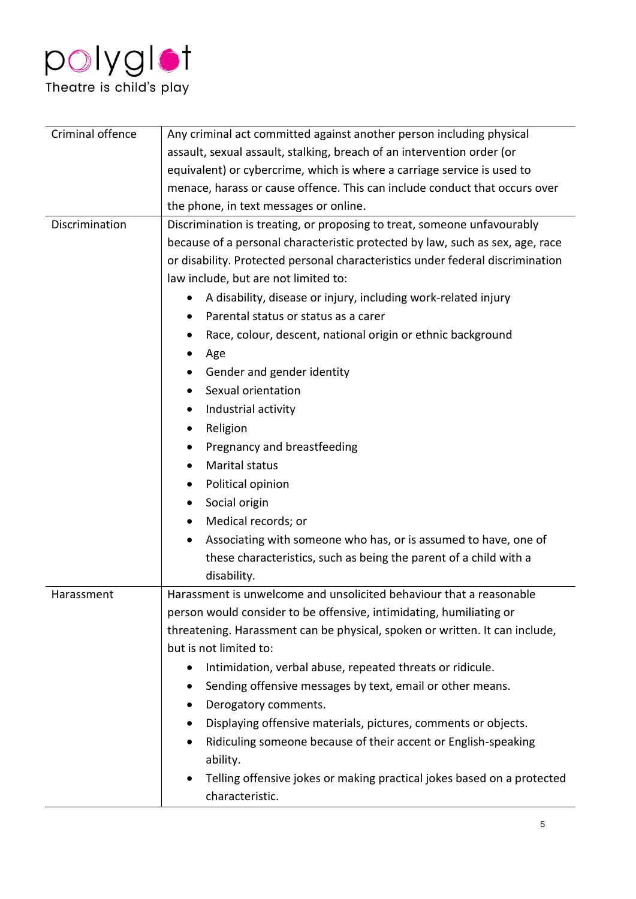| | |
|---|---|
| Criminal offence | Any criminal act committed against another person including physical assault, sexual assault, stalking, breach of an intervention order (or equivalent) or cybercrime, which is where a carriage service is used to menace, harass or cause offence. This can include conduct that occurs over the phone, in text messages or online. |
| Discrimination | Discrimination is treating, or proposing to treat, someone unfavourably because of a personal characteristic protected by law, such as sex, age, race or disability. Protected personal characteristics under federal discrimination law include, but are not limited to:<br>• A disability, disease or injury, including work-related injury<br>• Parental status or status as a carer<br>• Race, colour, descent, national origin or ethnic background<br>• Age<br>• Gender and gender identity<br>• Sexual orientation<br>• Industrial activity<br>• Religion<br>• Pregnancy and breastfeeding<br>• Marital status<br>• Political opinion<br>• Social origin<br>• Medical records; or<br>• Associating with someone who has, or is assumed to have, one of these characteristics, such as being the parent of a child with a disability. |
| Harassment | Harassment is unwelcome and unsolicited behaviour that a reasonable person would consider to be offensive, intimidating, humiliating or threatening. Harassment can be physical, spoken or written. It can include, but is not limited to:<br>• Intimidation, verbal abuse, repeated threats or ridicule.<br>• Sending offensive messages by text, email or other means.<br>• Derogatory comments.<br>• Displaying offensive materials, pictures, comments or objects.<br>• Ridiculing someone because of their accent or English-speaking ability.<br>• Telling offensive jokes or making practical jokes based on a protected characteristic. |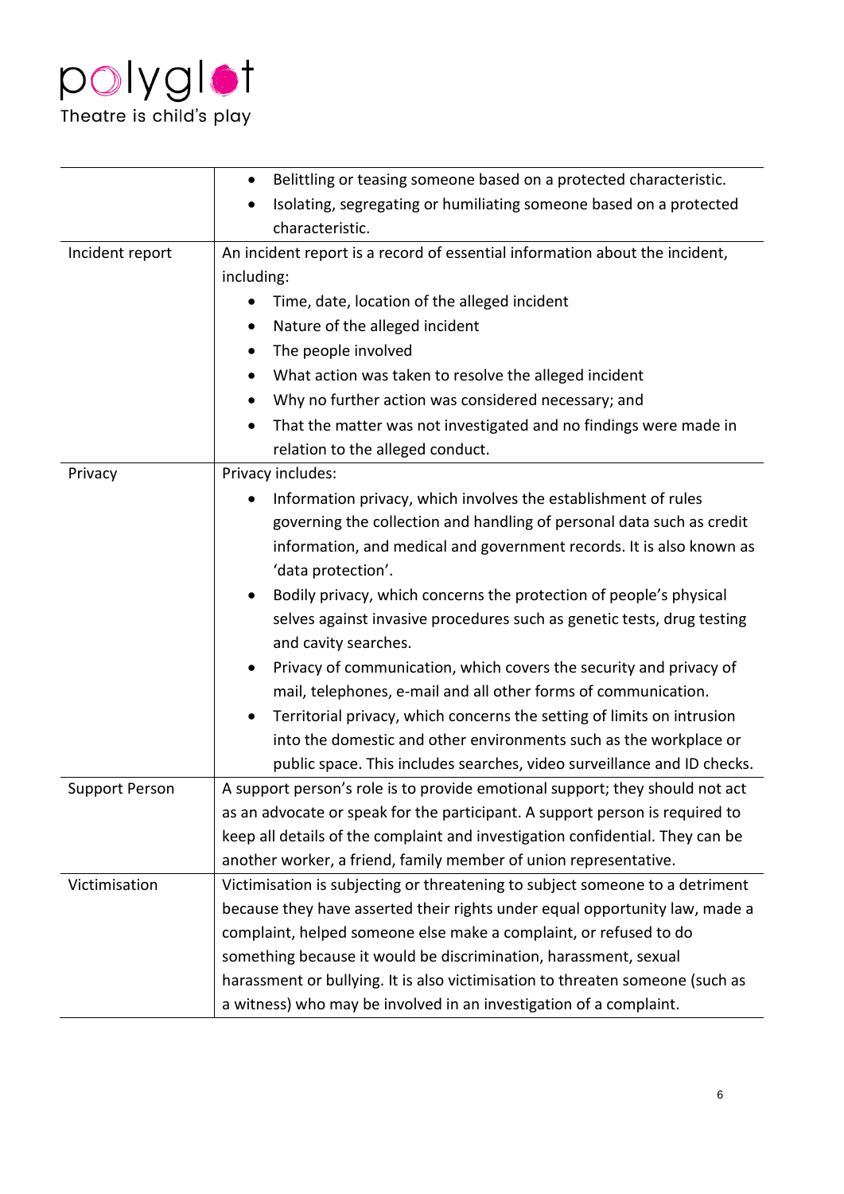|  |  |
|---|---|
|  | • Belittling or teasing someone based on a protected characteristic.<br>• Isolating, segregating or humiliating someone based on a protected characteristic. |
| Incident report | An incident report is a record of essential information about the incident, including:<br>• Time, date, location of the alleged incident<br>• Nature of the alleged incident<br>• The people involved<br>• What action was taken to resolve the alleged incident<br>• Why no further action was considered necessary; and<br>• That the matter was not investigated and no findings were made in relation to the alleged conduct. |
| Privacy | Privacy includes:<br>• Information privacy, which involves the establishment of rules governing the collection and handling of personal data such as credit information, and medical and government records. It is also known as 'data protection'.<br>• Bodily privacy, which concerns the protection of people's physical selves against invasive procedures such as genetic tests, drug testing and cavity searches.<br>• Privacy of communication, which covers the security and privacy of mail, telephones, e-mail and all other forms of communication.<br>• Territorial privacy, which concerns the setting of limits on intrusion into the domestic and other environments such as the workplace or public space. This includes searches, video surveillance and ID checks. |
| Support Person | A support person's role is to provide emotional support; they should not act as an advocate or speak for the participant. A support person is required to keep all details of the complaint and investigation confidential. They can be another worker, a friend, family member of union representative. |
| Victimisation | Victimisation is subjecting or threatening to subject someone to a detriment because they have asserted their rights under equal opportunity law, made a complaint, helped someone else make a complaint, or refused to do something because it would be discrimination, harassment, sexual harassment or bullying. It is also victimisation to threaten someone (such as a witness) who may be involved in an investigation of a complaint. |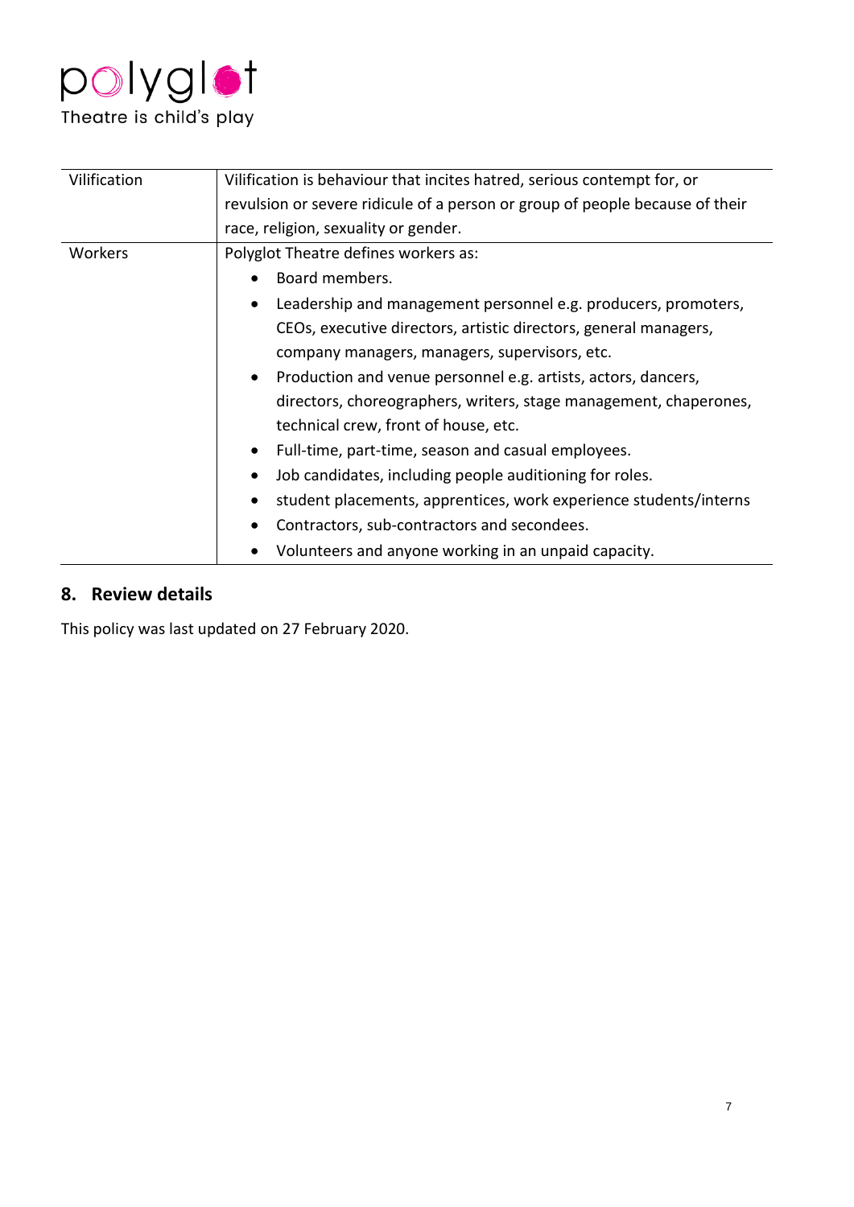| | |
|---|---|
| Vilification | Vilification is behaviour that incites hatred, serious contempt for, or revulsion or severe ridicule of a person or group of people because of their race, religion, sexuality or gender. |
| Workers | Polyglot Theatre defines workers as:<br>• Board members.<br>• Leadership and management personnel e.g. producers, promoters, CEOs, executive directors, artistic directors, general managers, company managers, managers, supervisors, etc.<br>• Production and venue personnel e.g. artists, actors, dancers, directors, choreographers, writers, stage management, chaperones, technical crew, front of house, etc.<br>• Full-time, part-time, season and casual employees.<br>• Job candidates, including people auditioning for roles.<br>• student placements, apprentices, work experience students/interns<br>• Contractors, sub-contractors and secondees.<br>• Volunteers and anyone working in an unpaid capacity. |

## 8. Review details

This policy was last updated on 27 February 2020.